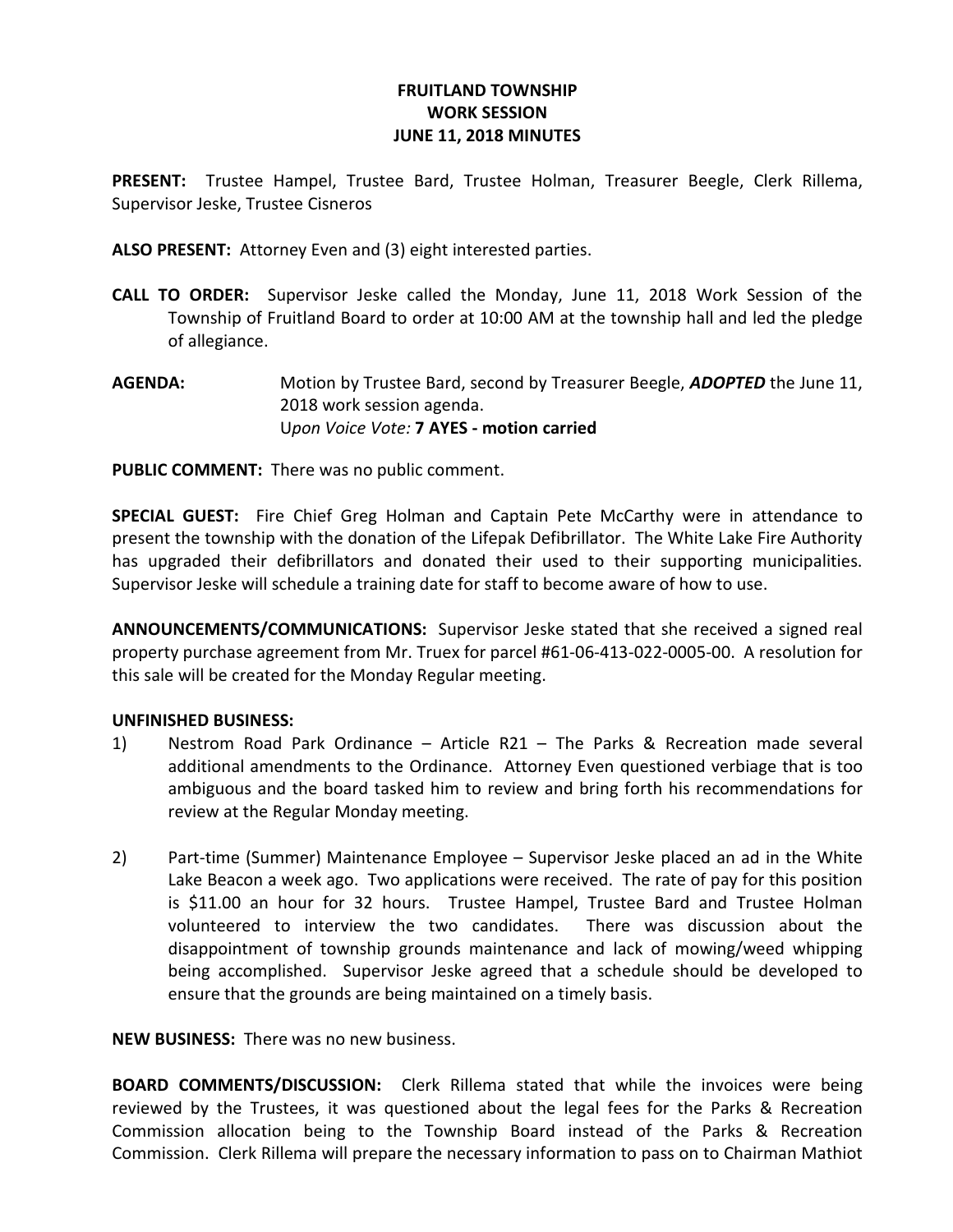# FRUITLAND TOWNSHIP
## WORK SESSION
## JUNE 11, 2018 MINUTES

**PRESENT:** Trustee Hampel, Trustee Bard, Trustee Holman, Treasurer Beegle, Clerk Rillema, Supervisor Jeske, Trustee Cisneros

**ALSO PRESENT:** Attorney Even and (3) eight interested parties.

**CALL TO ORDER:** Supervisor Jeske called the Monday, June 11, 2018 Work Session of the Township of Fruitland Board to order at 10:00 AM at the township hall and led the pledge of allegiance.

**AGENDA:** Motion by Trustee Bard, second by Treasurer Beegle, ***ADOPTED*** the June 11, 2018 work session agenda.
U*pon Voice Vote:* **7 AYES - motion carried**

**PUBLIC COMMENT:** There was no public comment.

**SPECIAL GUEST:** Fire Chief Greg Holman and Captain Pete McCarthy were in attendance to present the township with the donation of the Lifepak Defibrillator. The White Lake Fire Authority has upgraded their defibrillators and donated their used to their supporting municipalities. Supervisor Jeske will schedule a training date for staff to become aware of how to use.

**ANNOUNCEMENTS/COMMUNICATIONS:** Supervisor Jeske stated that she received a signed real property purchase agreement from Mr. Truex for parcel #61-06-413-022-0005-00. A resolution for this sale will be created for the Monday Regular meeting.

**UNFINISHED BUSINESS:**

1) Nestrom Road Park Ordinance – Article R21 – The Parks & Recreation made several additional amendments to the Ordinance. Attorney Even questioned verbiage that is too ambiguous and the board tasked him to review and bring forth his recommendations for review at the Regular Monday meeting.

2) Part-time (Summer) Maintenance Employee – Supervisor Jeske placed an ad in the White Lake Beacon a week ago. Two applications were received. The rate of pay for this position is $11.00 an hour for 32 hours. Trustee Hampel, Trustee Bard and Trustee Holman volunteered to interview the two candidates. There was discussion about the disappointment of township grounds maintenance and lack of mowing/weed whipping being accomplished. Supervisor Jeske agreed that a schedule should be developed to ensure that the grounds are being maintained on a timely basis.

**NEW BUSINESS:** There was no new business.

**BOARD COMMENTS/DISCUSSION:** Clerk Rillema stated that while the invoices were being reviewed by the Trustees, it was questioned about the legal fees for the Parks & Recreation Commission allocation being to the Township Board instead of the Parks & Recreation Commission. Clerk Rillema will prepare the necessary information to pass on to Chairman Mathiot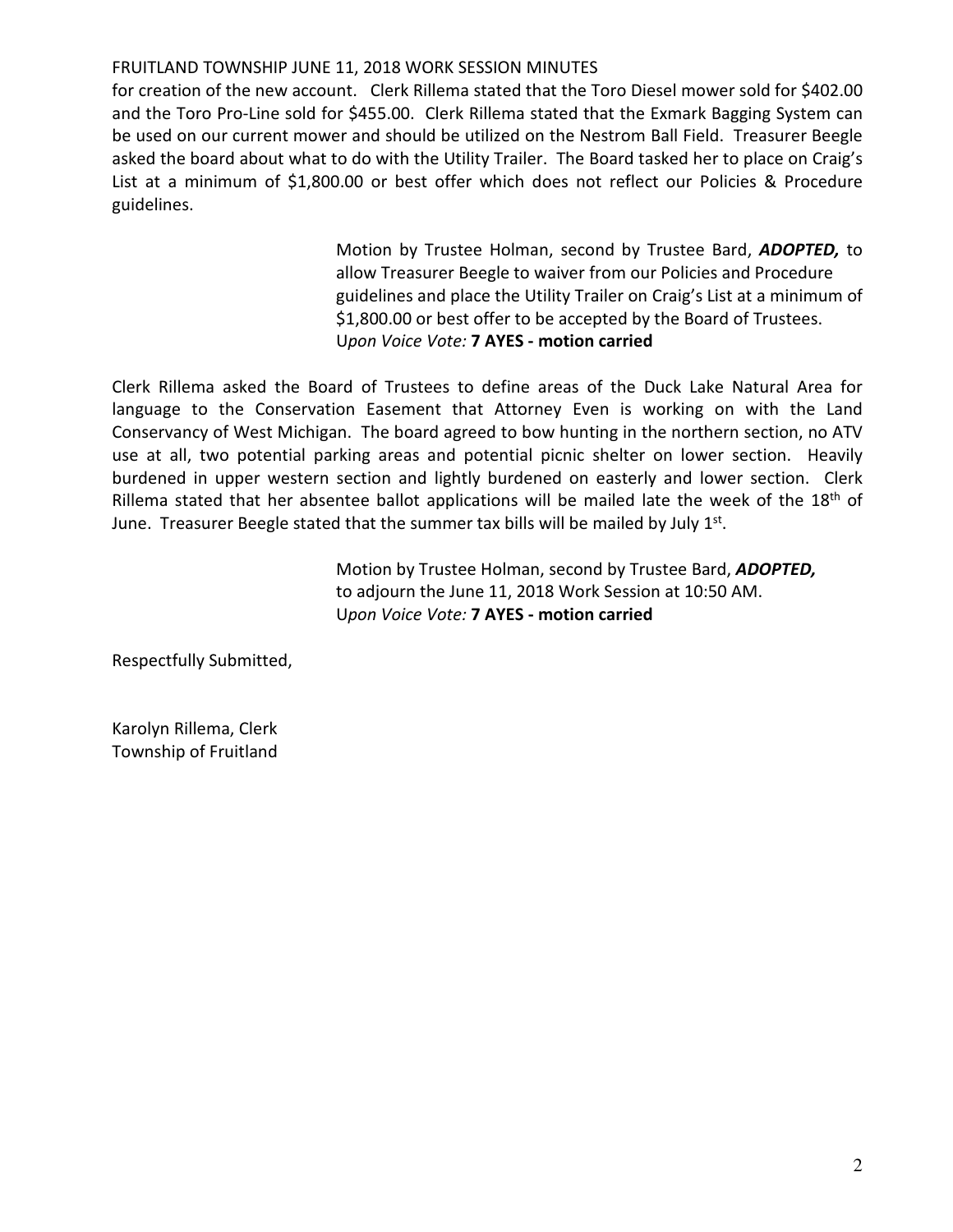for creation of the new account. Clerk Rillema stated that the Toro Diesel mower sold for $402.00 and the Toro Pro-Line sold for $455.00. Clerk Rillema stated that the Exmark Bagging System can be used on our current mower and should be utilized on the Nestrom Ball Field. Treasurer Beegle asked the board about what to do with the Utility Trailer. The Board tasked her to place on Craig's List at a minimum of $1,800.00 or best offer which does not reflect our Policies & Procedure guidelines.

> Motion by Trustee Holman, second by Trustee Bard, ***ADOPTED,*** to allow Treasurer Beegle to waiver from our Policies and Procedure guidelines and place the Utility Trailer on Craig's List at a minimum of $1,800.00 or best offer to be accepted by the Board of Trustees.
> U*pon Voice Vote:* **7 AYES - motion carried**

Clerk Rillema asked the Board of Trustees to define areas of the Duck Lake Natural Area for language to the Conservation Easement that Attorney Even is working on with the Land Conservancy of West Michigan. The board agreed to bow hunting in the northern section, no ATV use at all, two potential parking areas and potential picnic shelter on lower section. Heavily burdened in upper western section and lightly burdened on easterly and lower section. Clerk Rillema stated that her absentee ballot applications will be mailed late the week of the 18th of June. Treasurer Beegle stated that the summer tax bills will be mailed by July 1st.

> Motion by Trustee Holman, second by Trustee Bard, ***ADOPTED,*** to adjourn the June 11, 2018 Work Session at 10:50 AM.
> U*pon Voice Vote:* **7 AYES - motion carried**

Respectfully Submitted,

Karolyn Rillema, Clerk
Township of Fruitland